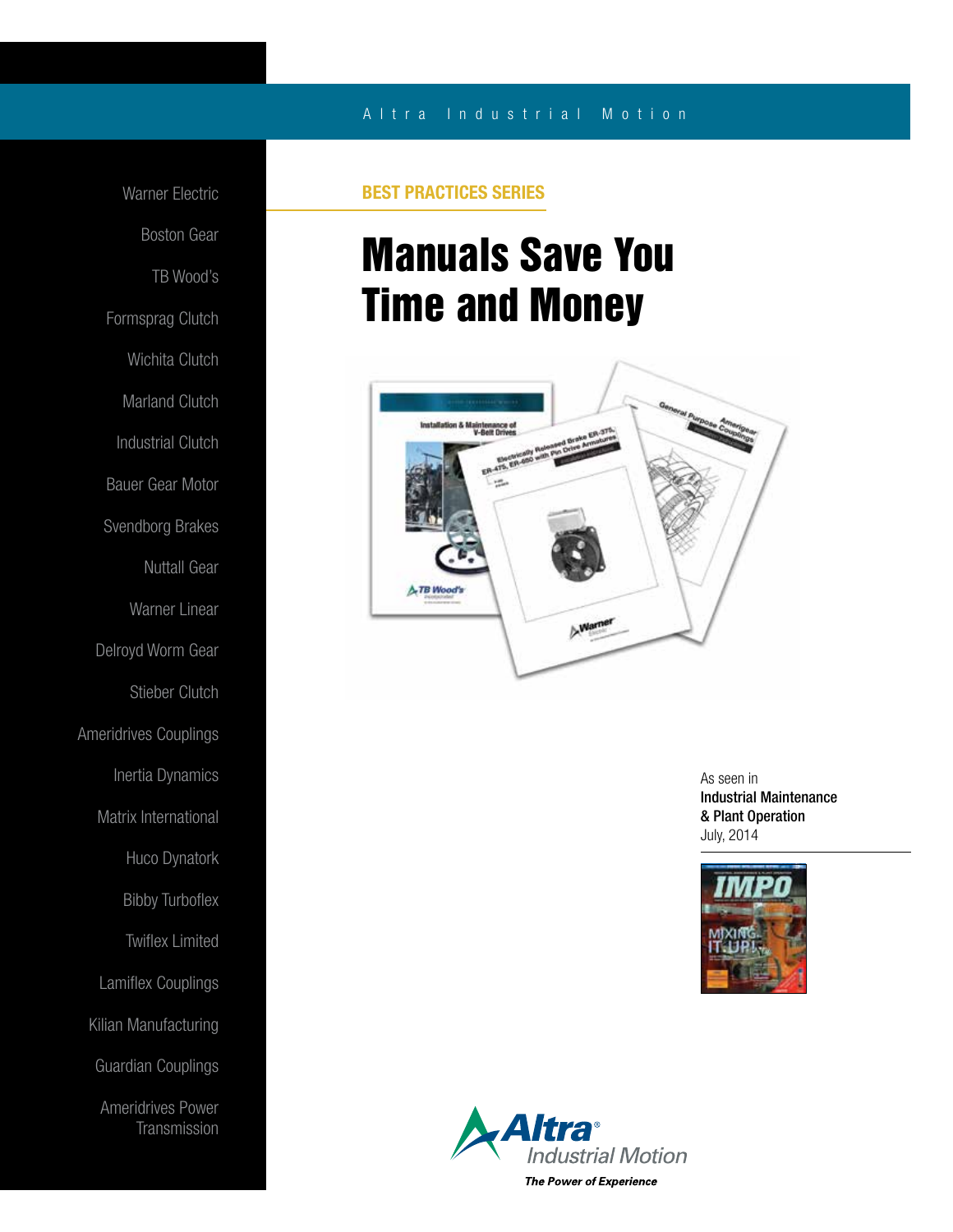Altra Industrial Motion

Warner Electric

Boston Gear

TB Wood's

Formsprag Clutch

Wichita Clutch

Marland Clutch

Industrial Clutch

Bauer Gear Motor

Svendborg Brakes

Nuttall Gear

Warner Linear

Delroyd Worm Gear

Stieber Clutch

Ameridrives Couplings

Inertia Dynamics

Matrix International

Huco Dynatork

Bibby Turboflex

Twiflex Limited

Lamiflex Couplings

Kilian Manufacturing

Guardian Couplings

Ameridrives Power Transmission

**BEST PRACTICES SERIES**

# Manuals Save You Time and Money

As seen in
**Industrial Maintenance & Plant Operation**
July, 2014

Altra Industrial Motion

*The Power of Experience*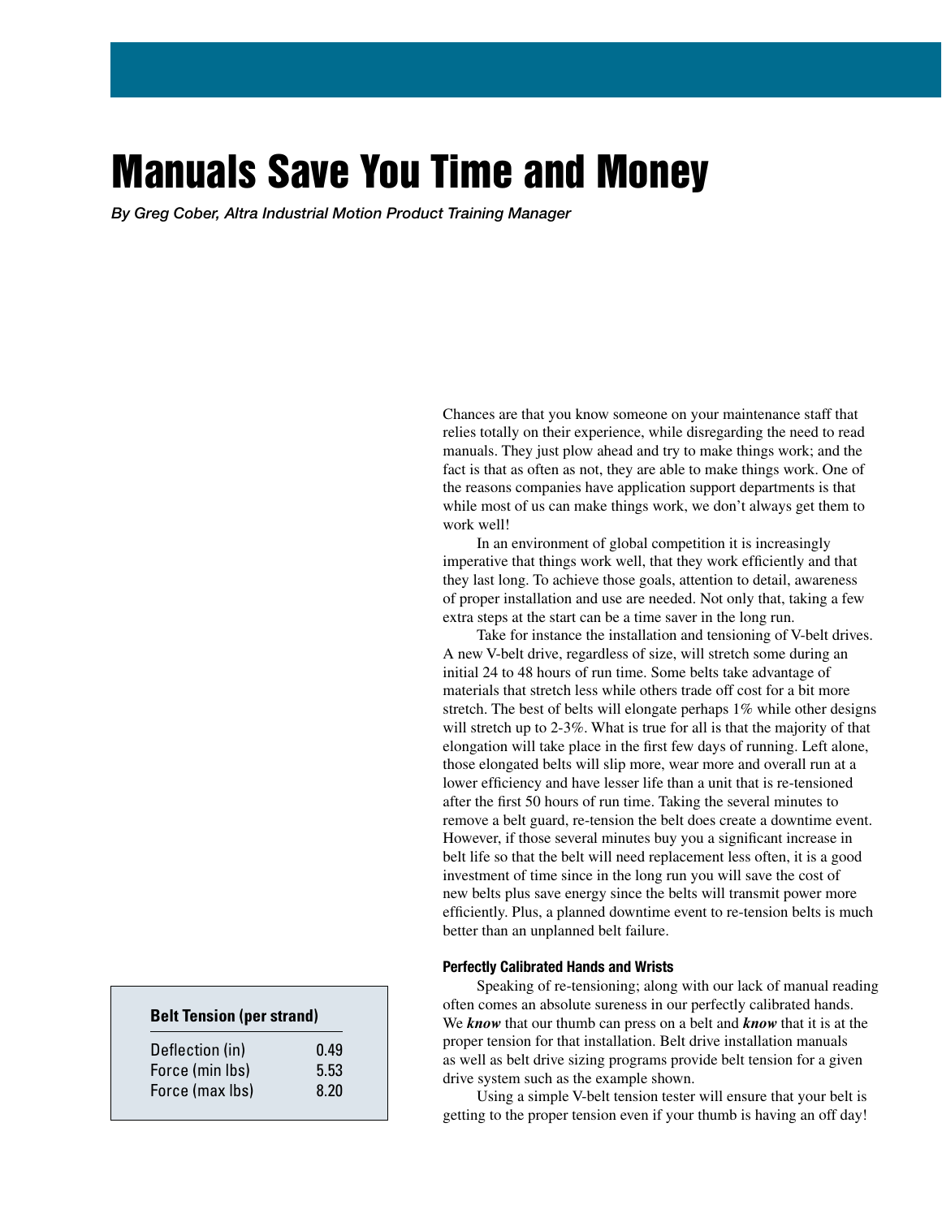# Manuals Save You Time and Money

*By Greg Cober, Altra Industrial Motion Product Training Manager*

Chances are that you know someone on your maintenance staff that relies totally on their experience, while disregarding the need to read manuals. They just plow ahead and try to make things work; and the fact is that as often as not, they are able to make things work. One of the reasons companies have application support departments is that while most of us can make things work, we don't always get them to work well!

In an environment of global competition it is increasingly imperative that things work well, that they work efficiently and that they last long. To achieve those goals, attention to detail, awareness of proper installation and use are needed. Not only that, taking a few extra steps at the start can be a time saver in the long run.

Take for instance the installation and tensioning of V-belt drives. A new V-belt drive, regardless of size, will stretch some during an initial 24 to 48 hours of run time. Some belts take advantage of materials that stretch less while others trade off cost for a bit more stretch. The best of belts will elongate perhaps 1% while other designs will stretch up to 2-3%. What is true for all is that the majority of that elongation will take place in the first few days of running. Left alone, those elongated belts will slip more, wear more and overall run at a lower efficiency and have lesser life than a unit that is re-tensioned after the first 50 hours of run time. Taking the several minutes to remove a belt guard, re-tension the belt does create a downtime event. However, if those several minutes buy you a significant increase in belt life so that the belt will need replacement less often, it is a good investment of time since in the long run you will save the cost of new belts plus save energy since the belts will transmit power more efficiently. Plus, a planned downtime event to re-tension belts is much better than an unplanned belt failure.

#### Perfectly Calibrated Hands and Wrists

Speaking of re-tensioning; along with our lack of manual reading often comes an absolute sureness in our perfectly calibrated hands. We ***know*** that our thumb can press on a belt and ***know*** that it is at the proper tension for that installation. Belt drive installation manuals as well as belt drive sizing programs provide belt tension for a given drive system such as the example shown.

| Belt Tension (per strand) | |
|---|---|
| Deflection (in) | 0.49 |
| Force (min lbs) | 5.53 |
| Force (max lbs) | 8.20 |

Using a simple V-belt tension tester will ensure that your belt is getting to the proper tension even if your thumb is having an off day!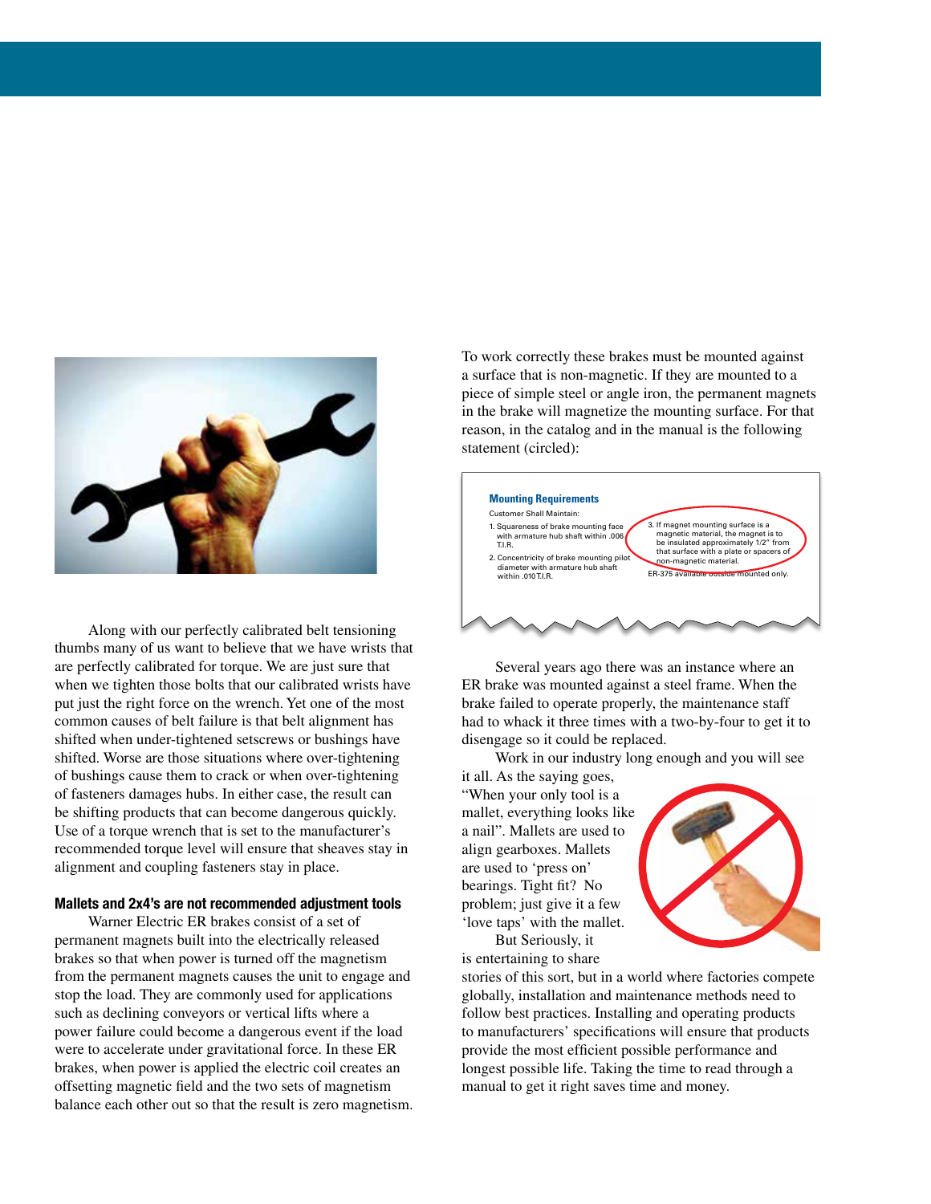Along with our perfectly calibrated belt tensioning thumbs many of us want to believe that we have wrists that are perfectly calibrated for torque. We are just sure that when we tighten those bolts that our calibrated wrists have put just the right force on the wrench. Yet one of the most common causes of belt failure is that belt alignment has shifted when under-tightened setscrews or bushings have shifted. Worse are those situations where over-tightening of bushings cause them to crack or when over-tightening of fasteners damages hubs. In either case, the result can be shifting products that can become dangerous quickly. Use of a torque wrench that is set to the manufacturer's recommended torque level will ensure that sheaves stay in alignment and coupling fasteners stay in place.

### Mallets and 2x4's are not recommended adjustment tools

Warner Electric ER brakes consist of a set of permanent magnets built into the electrically released brakes so that when power is turned off the magnetism from the permanent magnets causes the unit to engage and stop the load. They are commonly used for applications such as declining conveyors or vertical lifts where a power failure could become a dangerous event if the load were to accelerate under gravitational force. In these ER brakes, when power is applied the electric coil creates an offsetting magnetic field and the two sets of magnetism balance each other out so that the result is zero magnetism.

To work correctly these brakes must be mounted against a surface that is non-magnetic. If they are mounted to a piece of simple steel or angle iron, the permanent magnets in the brake will magnetize the mounting surface. For that reason, in the catalog and in the manual is the following statement (circled):

**Mounting Requirements**

Customer Shall Maintain:

1. Squareness of brake mounting face with armature hub shaft within .006 T.I.R.
2. Concentricity of brake mounting pilot diameter with armature hub shaft within .010 T.I.R.
3. If magnet mounting surface is a magnetic material, the magnet is to be insulated approximately 1/2" from that surface with a plate or spacers of non-magnetic material.

ER-375 available outside mounted only.

Several years ago there was an instance where an ER brake was mounted against a steel frame. When the brake failed to operate properly, the maintenance staff had to whack it three times with a two-by-four to get it to disengage so it could be replaced.

Work in our industry long enough and you will see it all. As the saying goes, "When your only tool is a mallet, everything looks like a nail". Mallets are used to align gearboxes. Mallets are used to 'press on' bearings. Tight fit? No problem; just give it a few 'love taps' with the mallet.

But Seriously, it is entertaining to share stories of this sort, but in a world where factories compete globally, installation and maintenance methods need to follow best practices. Installing and operating products to manufacturers' specifications will ensure that products provide the most efficient possible performance and longest possible life. Taking the time to read through a manual to get it right saves time and money.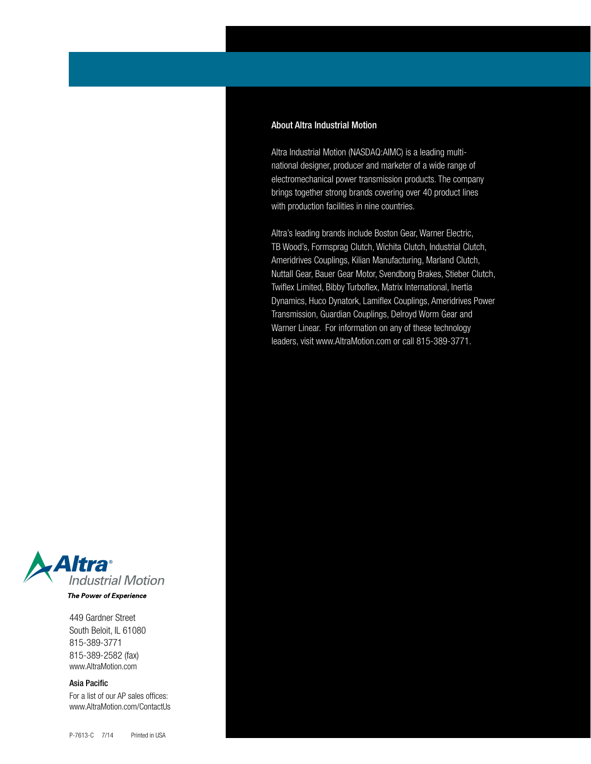## About Altra Industrial Motion

Altra Industrial Motion (NASDAQ:AIMC) is a leading multi-national designer, producer and marketer of a wide range of electromechanical power transmission products. The company brings together strong brands covering over 40 product lines with production facilities in nine countries.

Altra's leading brands include Boston Gear, Warner Electric, TB Wood's, Formsprag Clutch, Wichita Clutch, Industrial Clutch, Ameridrives Couplings, Kilian Manufacturing, Marland Clutch, Nuttall Gear, Bauer Gear Motor, Svendborg Brakes, Stieber Clutch, Twiflex Limited, Bibby Turboflex, Matrix International, Inertia Dynamics, Huco Dynatork, Lamiflex Couplings, Ameridrives Power Transmission, Guardian Couplings, Delroyd Worm Gear and Warner Linear. For information on any of these technology leaders, visit www.AltraMotion.com or call 815-389-3771.

Altra® Industrial Motion

*The Power of Experience*

449 Gardner Street
South Beloit, IL 61080
815-389-3771
815-389-2582 (fax)
www.AltraMotion.com

**Asia Pacific**

For a list of our AP sales offices:
www.AltraMotion.com/ContactUs

P-7613-C 7/14 Printed in USA